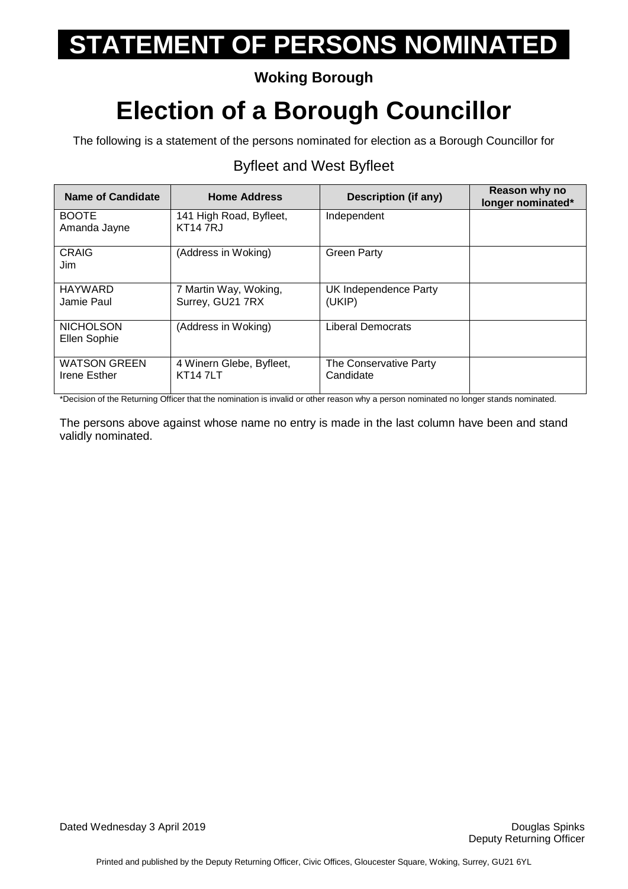# STATEMENT OF PERSONS NOMINATED

**Woking Borough**

# Election of a Borough Councillor

The following is a statement of the persons nominated for election as a Borough Councillor for

## Byfleet and West Byfleet

| Name of Candidate | Home Address | Description (if any) | Reason why no longer nominated* |
|---|---|---|---|
| BOOTE<br>Amanda Jayne | 141 High Road, Byfleet, KT14 7RJ | Independent | |
| CRAIG<br>Jim | (Address in Woking) | Green Party | |
| HAYWARD<br>Jamie Paul | 7 Martin Way, Woking, Surrey, GU21 7RX | UK Independence Party (UKIP) | |
| NICHOLSON<br>Ellen Sophie | (Address in Woking) | Liberal Democrats | |
| WATSON GREEN<br>Irene Esther | 4 Winern Glebe, Byfleet, KT14 7LT | The Conservative Party Candidate | |

*Decision of the Returning Officer that the nomination is invalid or other reason why a person nominated no longer stands nominated.

The persons above against whose name no entry is made in the last column have been and stand validly nominated.

Dated Wednesday 3 April 2019

Douglas Spinks
Deputy Returning Officer

Printed and published by the Deputy Returning Officer, Civic Offices, Gloucester Square, Woking, Surrey, GU21 6YL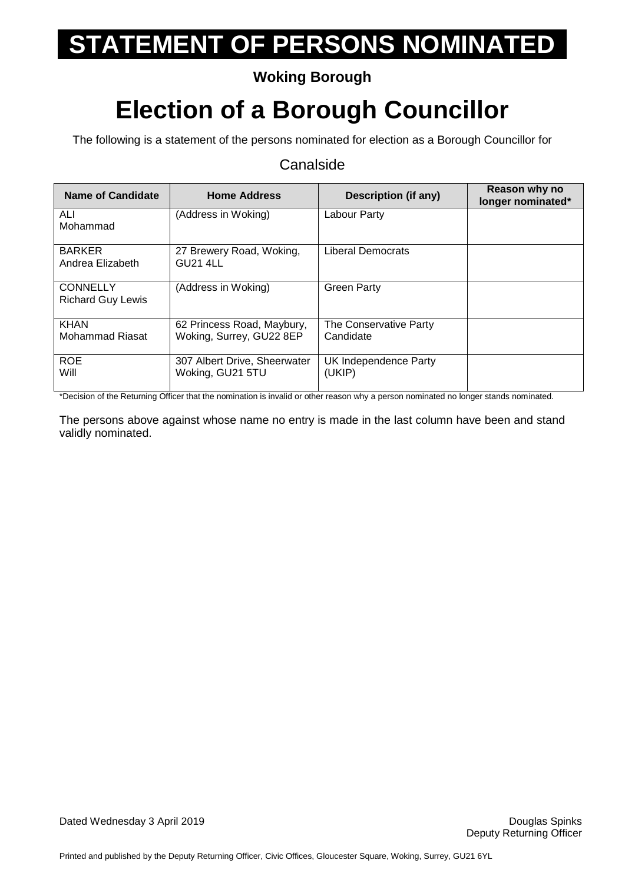# STATEMENT OF PERSONS NOMINATED

**Woking Borough**

# Election of a Borough Councillor

The following is a statement of the persons nominated for election as a Borough Councillor for

Canalside

| Name of Candidate | Home Address | Description (if any) | Reason why no longer nominated* |
|---|---|---|---|
| ALI<br>Mohammad | (Address in Woking) | Labour Party | |
| BARKER<br>Andrea Elizabeth | 27 Brewery Road, Woking, GU21 4LL | Liberal Democrats | |
| CONNELLY<br>Richard Guy Lewis | (Address in Woking) | Green Party | |
| KHAN<br>Mohammad Riasat | 62 Princess Road, Maybury, Woking, Surrey, GU22 8EP | The Conservative Party Candidate | |
| ROE<br>Will | 307 Albert Drive, Sheerwater Woking, GU21 5TU | UK Independence Party (UKIP) | |

*Decision of the Returning Officer that the nomination is invalid or other reason why a person nominated no longer stands nominated.

The persons above against whose name no entry is made in the last column have been and stand validly nominated.

Dated Wednesday 3 April 2019

Douglas Spinks
Deputy Returning Officer

Printed and published by the Deputy Returning Officer, Civic Offices, Gloucester Square, Woking, Surrey, GU21 6YL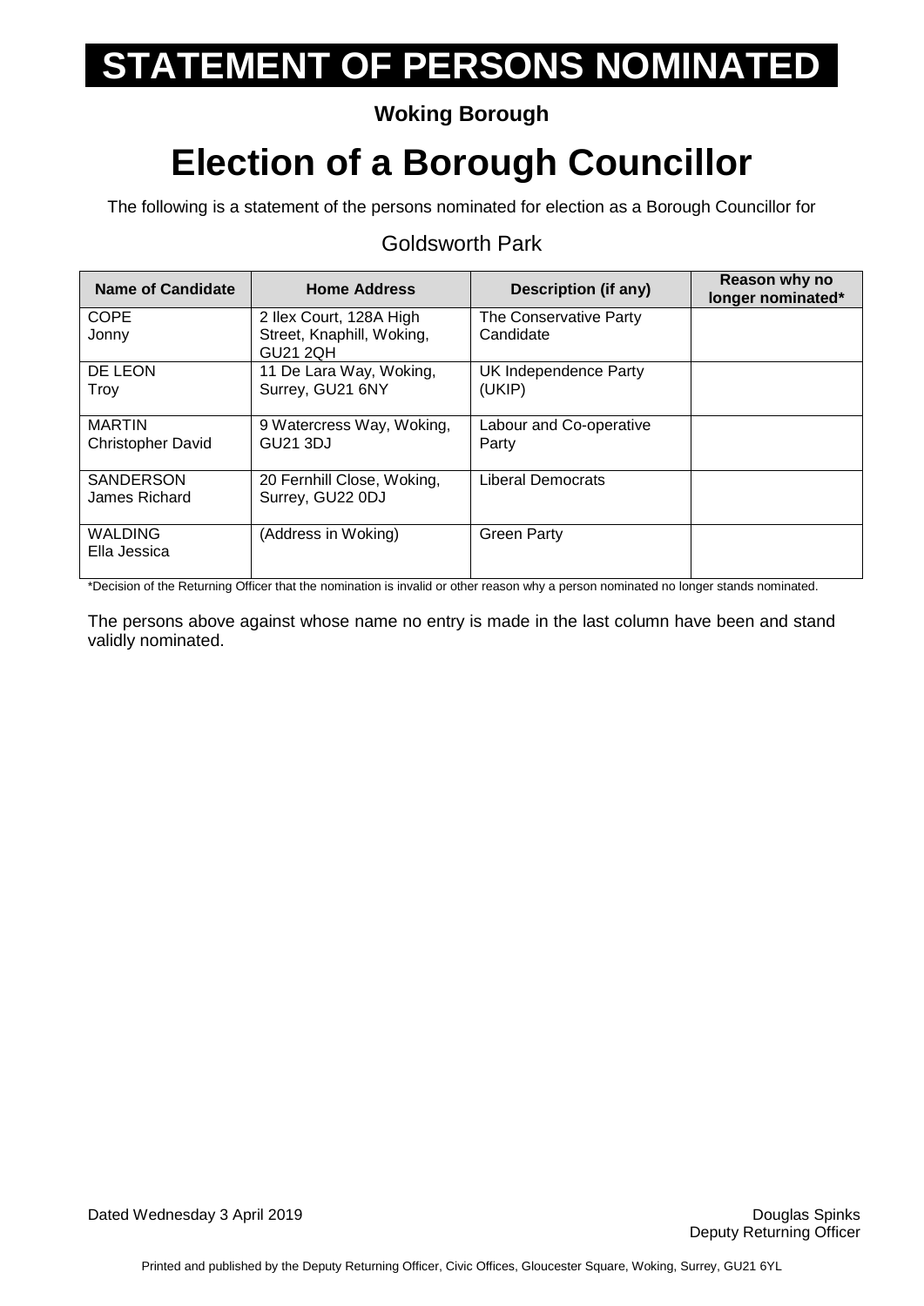# STATEMENT OF PERSONS NOMINATED

**Woking Borough**

# Election of a Borough Councillor

The following is a statement of the persons nominated for election as a Borough Councillor for

## Goldsworth Park

| Name of Candidate | Home Address | Description (if any) | Reason why no longer nominated* |
|---|---|---|---|
| COPE<br>Jonny | 2 Ilex Court, 128A High Street, Knaphill, Woking, GU21 2QH | The Conservative Party Candidate | |
| DE LEON<br>Troy | 11 De Lara Way, Woking, Surrey, GU21 6NY | UK Independence Party (UKIP) | |
| MARTIN<br>Christopher David | 9 Watercress Way, Woking, GU21 3DJ | Labour and Co-operative Party | |
| SANDERSON<br>James Richard | 20 Fernhill Close, Woking, Surrey, GU22 0DJ | Liberal Democrats | |
| WALDING<br>Ella Jessica | (Address in Woking) | Green Party | |

*Decision of the Returning Officer that the nomination is invalid or other reason why a person nominated no longer stands nominated.

The persons above against whose name no entry is made in the last column have been and stand validly nominated.

Dated Wednesday 3 April 2019

Douglas Spinks
Deputy Returning Officer

Printed and published by the Deputy Returning Officer, Civic Offices, Gloucester Square, Woking, Surrey, GU21 6YL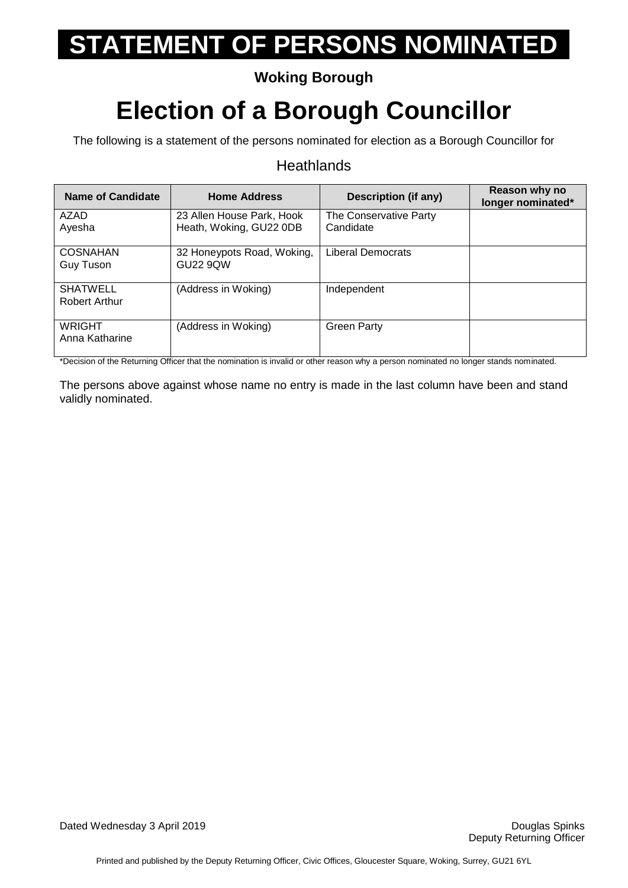# STATEMENT OF PERSONS NOMINATED

**Woking Borough**

# Election of a Borough Councillor

The following is a statement of the persons nominated for election as a Borough Councillor for

Heathlands

| Name of Candidate | Home Address | Description (if any) | Reason why no longer nominated* |
|---|---|---|---|
| AZAD<br>Ayesha | 23 Allen House Park, Hook Heath, Woking, GU22 0DB | The Conservative Party Candidate | |
| COSNAHAN<br>Guy Tuson | 32 Honeypots Road, Woking, GU22 9QW | Liberal Democrats | |
| SHATWELL<br>Robert Arthur | (Address in Woking) | Independent | |
| WRIGHT<br>Anna Katharine | (Address in Woking) | Green Party | |

*Decision of the Returning Officer that the nomination is invalid or other reason why a person nominated no longer stands nominated.

The persons above against whose name no entry is made in the last column have been and stand validly nominated.

Dated Wednesday 3 April 2019

Douglas Spinks
Deputy Returning Officer

Printed and published by the Deputy Returning Officer, Civic Offices, Gloucester Square, Woking, Surrey, GU21 6YL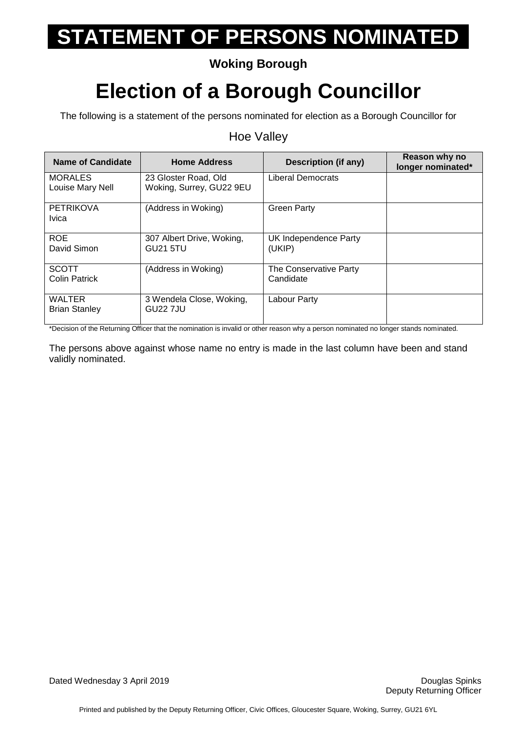# STATEMENT OF PERSONS NOMINATED

**Woking Borough**

# Election of a Borough Councillor

The following is a statement of the persons nominated for election as a Borough Councillor for

Hoe Valley

| Name of Candidate | Home Address | Description (if any) | Reason why no longer nominated* |
|---|---|---|---|
| MORALES<br>Louise Mary Nell | 23 Gloster Road, Old Woking, Surrey, GU22 9EU | Liberal Democrats | |
| PETRIKOVA<br>Ivica | (Address in Woking) | Green Party | |
| ROE<br>David Simon | 307 Albert Drive, Woking, GU21 5TU | UK Independence Party (UKIP) | |
| SCOTT<br>Colin Patrick | (Address in Woking) | The Conservative Party Candidate | |
| WALTER<br>Brian Stanley | 3 Wendela Close, Woking, GU22 7JU | Labour Party | |

*Decision of the Returning Officer that the nomination is invalid or other reason why a person nominated no longer stands nominated.

The persons above against whose name no entry is made in the last column have been and stand validly nominated.

Dated Wednesday 3 April 2019

Douglas Spinks
Deputy Returning Officer

Printed and published by the Deputy Returning Officer, Civic Offices, Gloucester Square, Woking, Surrey, GU21 6YL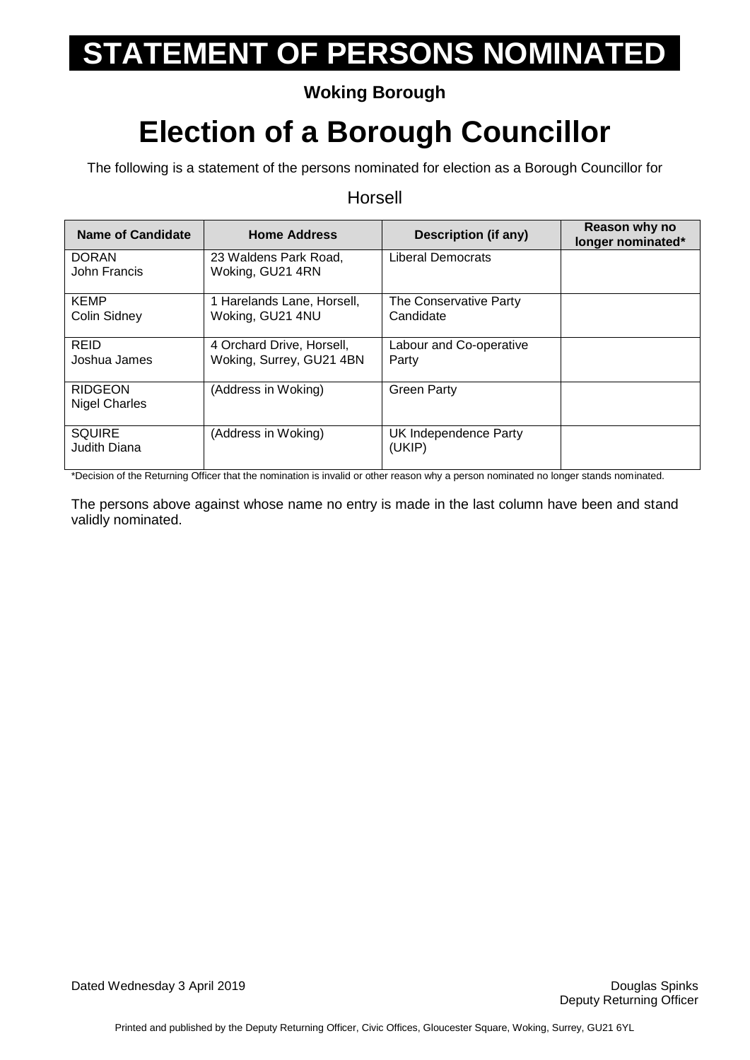# STATEMENT OF PERSONS NOMINATED

**Woking Borough**

# Election of a Borough Councillor

The following is a statement of the persons nominated for election as a Borough Councillor for

Horsell

| Name of Candidate | Home Address | Description (if any) | Reason why no longer nominated* |
|---|---|---|---|
| DORAN<br>John Francis | 23 Waldens Park Road, Woking, GU21 4RN | Liberal Democrats | |
| KEMP<br>Colin Sidney | 1 Harelands Lane, Horsell, Woking, GU21 4NU | The Conservative Party Candidate | |
| REID<br>Joshua James | 4 Orchard Drive, Horsell, Woking, Surrey, GU21 4BN | Labour and Co-operative Party | |
| RIDGEON<br>Nigel Charles | (Address in Woking) | Green Party | |
| SQUIRE<br>Judith Diana | (Address in Woking) | UK Independence Party (UKIP) | |

*Decision of the Returning Officer that the nomination is invalid or other reason why a person nominated no longer stands nominated.

The persons above against whose name no entry is made in the last column have been and stand validly nominated.

Dated Wednesday 3 April 2019

Douglas Spinks
Deputy Returning Officer

Printed and published by the Deputy Returning Officer, Civic Offices, Gloucester Square, Woking, Surrey, GU21 6YL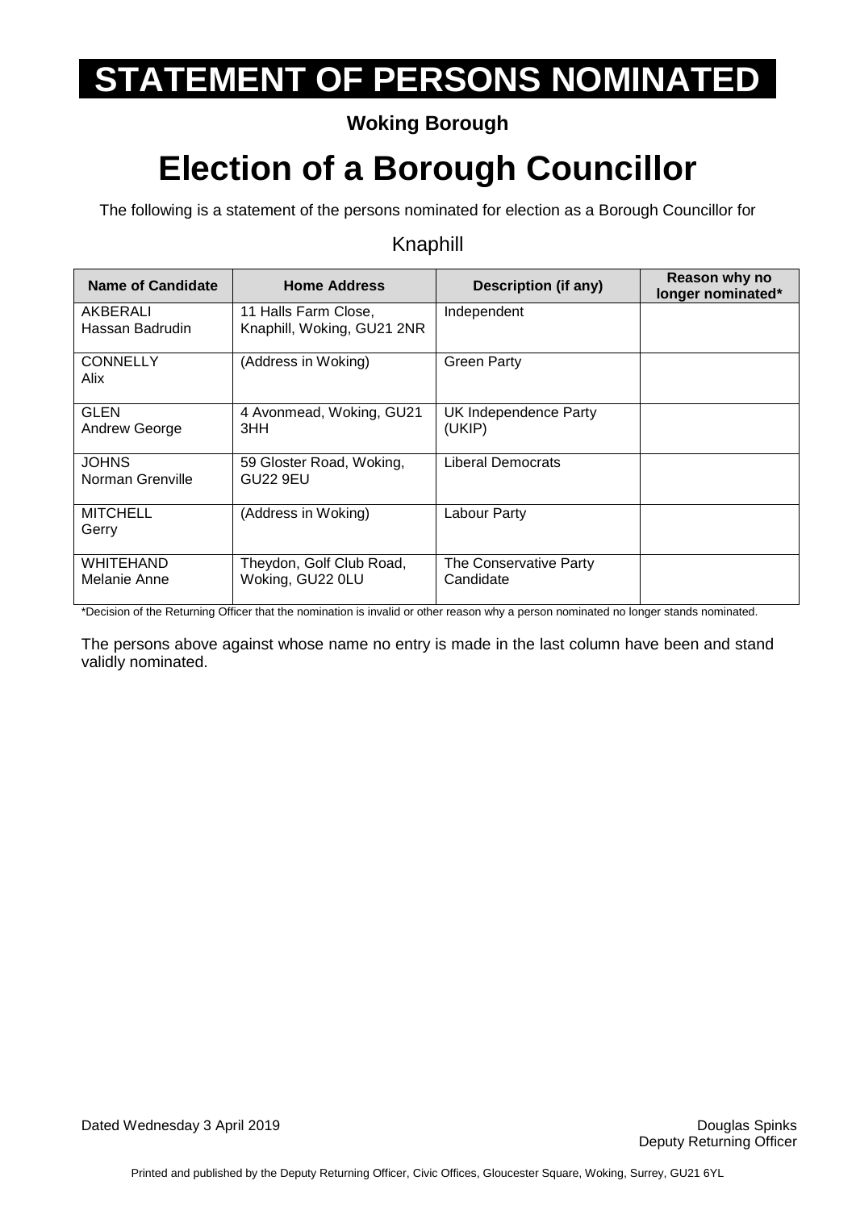# STATEMENT OF PERSONS NOMINATED

**Woking Borough**

# Election of a Borough Councillor

The following is a statement of the persons nominated for election as a Borough Councillor for

Knaphill

| Name of Candidate | Home Address | Description (if any) | Reason why no longer nominated* |
|---|---|---|---|
| AKBERALI Hassan Badrudin | 11 Halls Farm Close, Knaphill, Woking, GU21 2NR | Independent | |
| CONNELLY Alix | (Address in Woking) | Green Party | |
| GLEN Andrew George | 4 Avonmead, Woking, GU21 3HH | UK Independence Party (UKIP) | |
| JOHNS Norman Grenville | 59 Gloster Road, Woking, GU22 9EU | Liberal Democrats | |
| MITCHELL Gerry | (Address in Woking) | Labour Party | |
| WHITEHAND Melanie Anne | Theydon, Golf Club Road, Woking, GU22 0LU | The Conservative Party Candidate | |

*Decision of the Returning Officer that the nomination is invalid or other reason why a person nominated no longer stands nominated.

The persons above against whose name no entry is made in the last column have been and stand validly nominated.

Dated Wednesday 3 April 2019

Douglas Spinks
Deputy Returning Officer

Printed and published by the Deputy Returning Officer, Civic Offices, Gloucester Square, Woking, Surrey, GU21 6YL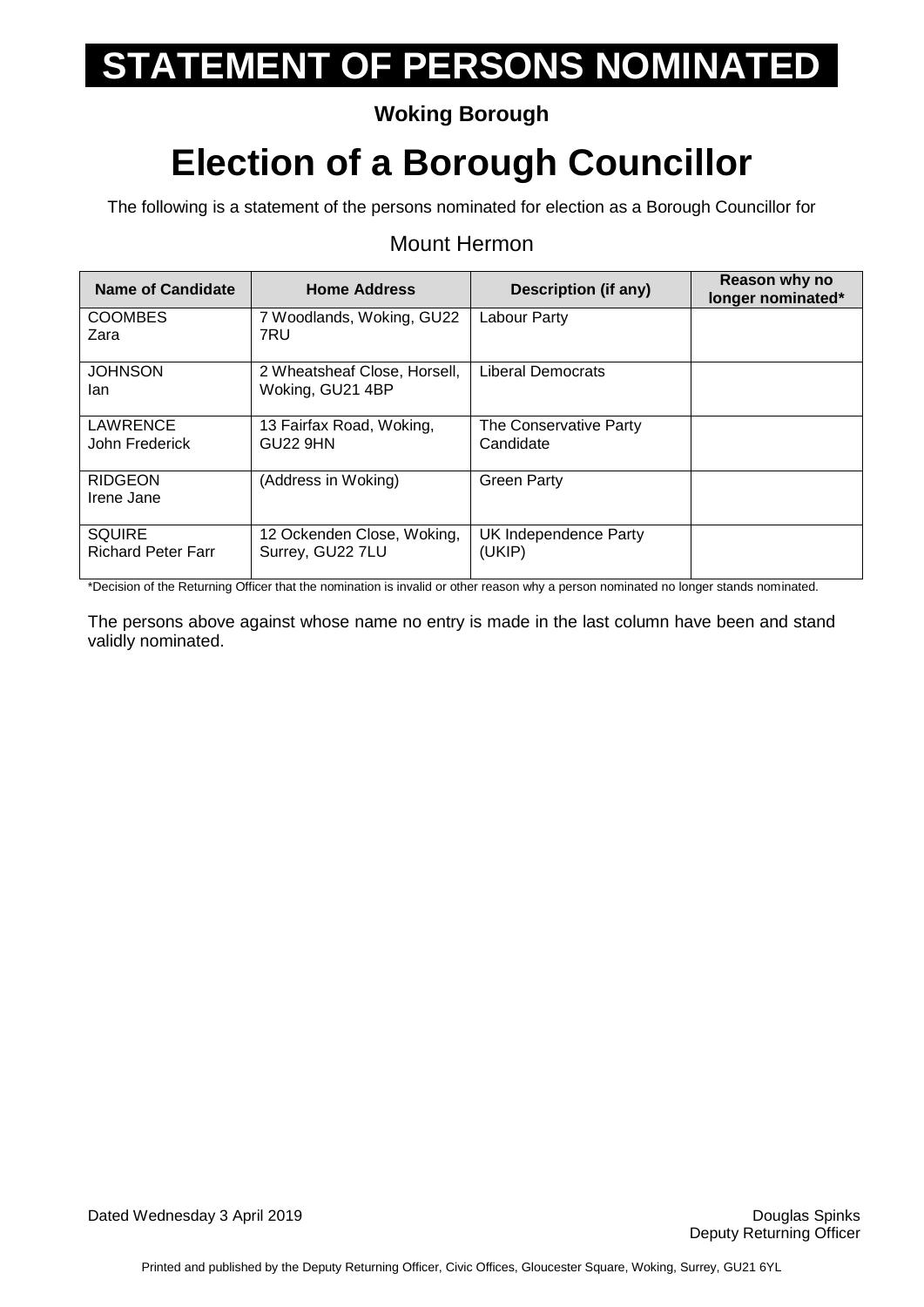# STATEMENT OF PERSONS NOMINATED

**Woking Borough**

# Election of a Borough Councillor

The following is a statement of the persons nominated for election as a Borough Councillor for

## Mount Hermon

| Name of Candidate | Home Address | Description (if any) | Reason why no longer nominated* |
|---|---|---|---|
| COOMBES Zara | 7 Woodlands, Woking, GU22 7RU | Labour Party | |
| JOHNSON Ian | 2 Wheatsheaf Close, Horsell, Woking, GU21 4BP | Liberal Democrats | |
| LAWRENCE John Frederick | 13 Fairfax Road, Woking, GU22 9HN | The Conservative Party Candidate | |
| RIDGEON Irene Jane | (Address in Woking) | Green Party | |
| SQUIRE Richard Peter Farr | 12 Ockenden Close, Woking, Surrey, GU22 7LU | UK Independence Party (UKIP) | |

*Decision of the Returning Officer that the nomination is invalid or other reason why a person nominated no longer stands nominated.

The persons above against whose name no entry is made in the last column have been and stand validly nominated.

Dated Wednesday 3 April 2019

Douglas Spinks
Deputy Returning Officer

Printed and published by the Deputy Returning Officer, Civic Offices, Gloucester Square, Woking, Surrey, GU21 6YL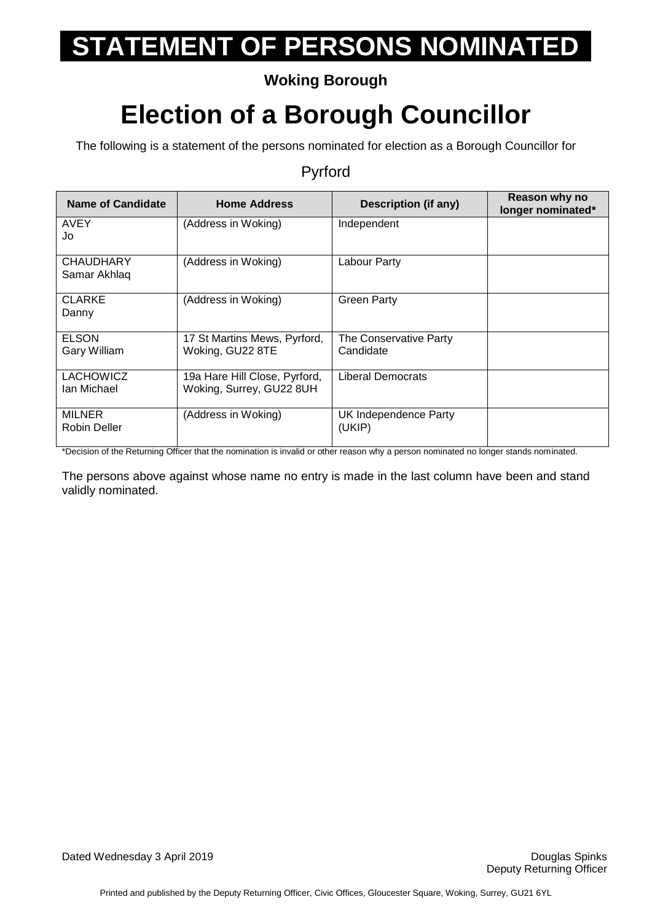# STATEMENT OF PERSONS NOMINATED

**Woking Borough**

# Election of a Borough Councillor

The following is a statement of the persons nominated for election as a Borough Councillor for

Pyrford

| Name of Candidate | Home Address | Description (if any) | Reason why no longer nominated* |
|---|---|---|---|
| AVEY Jo | (Address in Woking) | Independent | |
| CHAUDHARY Samar Akhlaq | (Address in Woking) | Labour Party | |
| CLARKE Danny | (Address in Woking) | Green Party | |
| ELSON Gary William | 17 St Martins Mews, Pyrford, Woking, GU22 8TE | The Conservative Party Candidate | |
| LACHOWICZ Ian Michael | 19a Hare Hill Close, Pyrford, Woking, Surrey, GU22 8UH | Liberal Democrats | |
| MILNER Robin Deller | (Address in Woking) | UK Independence Party (UKIP) | |

*Decision of the Returning Officer that the nomination is invalid or other reason why a person nominated no longer stands nominated.

The persons above against whose name no entry is made in the last column have been and stand validly nominated.

Dated Wednesday 3 April 2019

Douglas Spinks
Deputy Returning Officer

Printed and published by the Deputy Returning Officer, Civic Offices, Gloucester Square, Woking, Surrey, GU21 6YL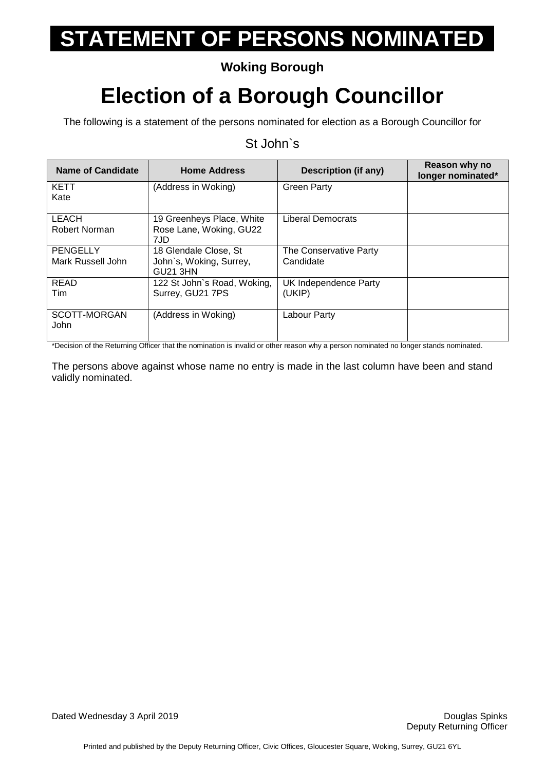# STATEMENT OF PERSONS NOMINATED

**Woking Borough**

# Election of a Borough Councillor

The following is a statement of the persons nominated for election as a Borough Councillor for

St John`s

| Name of Candidate | Home Address | Description (if any) | Reason why no longer nominated* |
|---|---|---|---|
| KETT<br>Kate | (Address in Woking) | Green Party | |
| LEACH<br>Robert Norman | 19 Greenheys Place, White Rose Lane, Woking, GU22 7JD | Liberal Democrats | |
| PENGELLY<br>Mark Russell John | 18 Glendale Close, St John`s, Woking, Surrey, GU21 3HN | The Conservative Party Candidate | |
| READ<br>Tim | 122 St John`s Road, Woking, Surrey, GU21 7PS | UK Independence Party (UKIP) | |
| SCOTT-MORGAN<br>John | (Address in Woking) | Labour Party | |

*Decision of the Returning Officer that the nomination is invalid or other reason why a person nominated no longer stands nominated.

The persons above against whose name no entry is made in the last column have been and stand validly nominated.

Dated Wednesday 3 April 2019

Douglas Spinks
Deputy Returning Officer

Printed and published by the Deputy Returning Officer, Civic Offices, Gloucester Square, Woking, Surrey, GU21 6YL